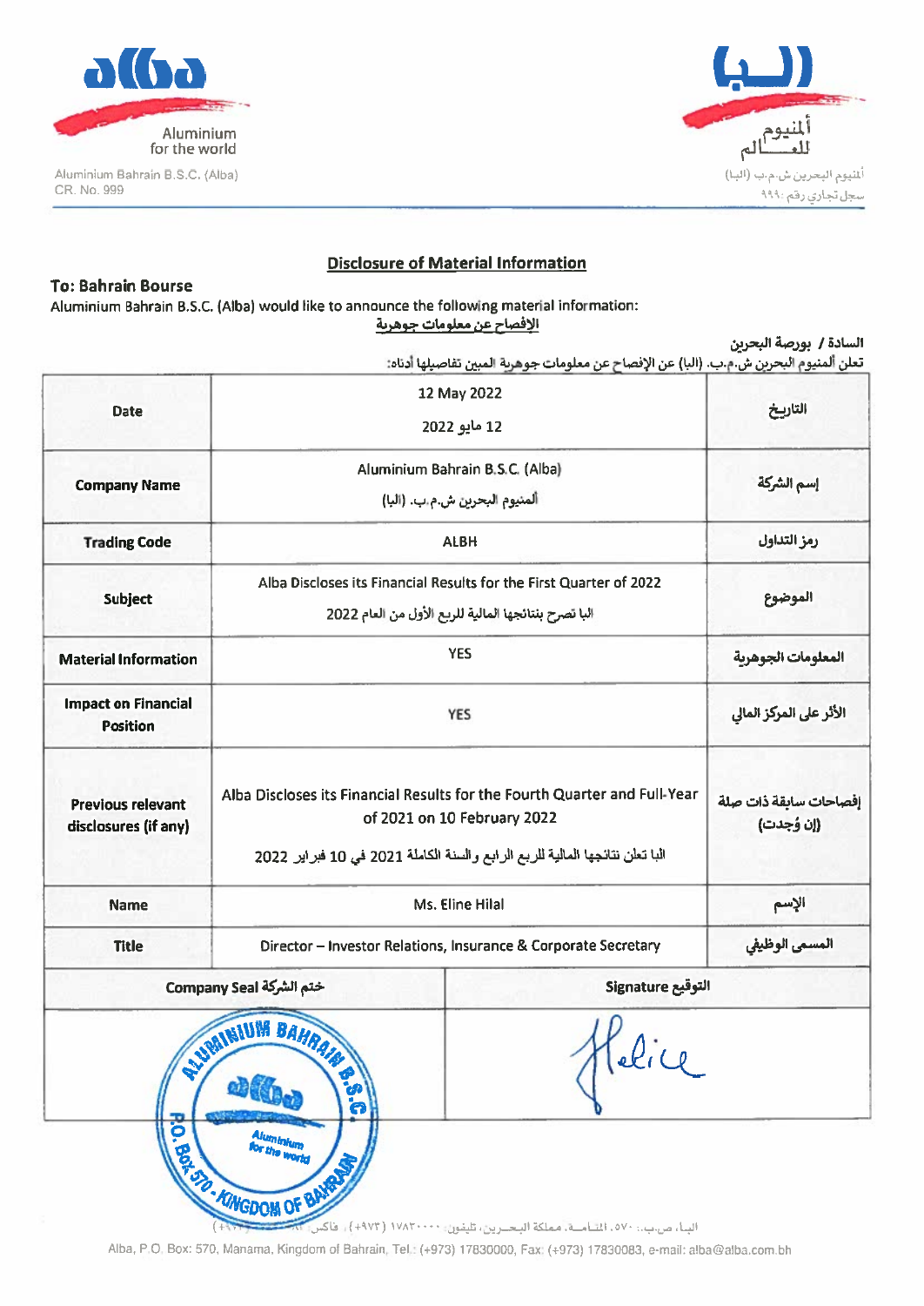Aluminium for the world

Aluminium Bahrain B.S.C. (Alba)
CR. No. 999

ألمنيوم للعـــالم

ألمنيوم البحرين ش.م.ب (البا)
سجل تجاري رقم: ٩٩٩

## Disclosure of Material Information

**To: Bahrain Bourse**

Aluminium Bahrain B.S.C. (Alba) would like to announce the following material information:

الإفصاح عن معلومات جوهرية

السادة / بورصة البحرين

تعلن ألمنيوم البحرين ش.م.ب. (البا) عن الإفصاح عن معلومات جوهرية المبين تفاصيلها أدناه:

| | | |
|---|---|---|
| **Date** | 12 May 2022<br>12 مايو 2022 | **التاريخ** |
| **Company Name** | Aluminium Bahrain B.S.C. (Alba)<br>ألمنيوم البحرين ش.م.ب. (البا) | **إسم الشركة** |
| **Trading Code** | ALBH | **رمز التداول** |
| **Subject** | Alba Discloses its Financial Results for the First Quarter of 2022<br>البا تصرح بنتائجها المالية للربع الأول من العام 2022 | **الموضوع** |
| **Material Information** | YES | **المعلومات الجوهرية** |
| **Impact on Financial Position** | YES | **الأثر على المركز المالي** |
| **Previous relevant disclosures (if any)** | Alba Discloses its Financial Results for the Fourth Quarter and Full-Year of 2021 on 10 February 2022<br>البا تعلن نتائجها المالية للربع الرابع والسنة الكاملة 2021 في 10 فبراير 2022 | **إفصاحات سابقة ذات صلة (إن وُجدت)** |
| **Name** | Ms. Eline Hilal | **الإسم** |
| **Title** | Director – Investor Relations, Insurance & Corporate Secretary | **المسمى الوظيفي** |

| Company Seal ختم الشركة | Signature التوقيع |
|---|---|
| ALUMINIUM BAHRAIN B.S.C. – alba – Aluminium for the world – P.O. Box 570 - KINGDOM OF BAHRAIN | Hilal |

البا، ص.ب.: ٥٧٠، المنامة، مملكة البحرين، تليفون: ١٧٨٣٠٠٠٠ (+٩٧٣)، فاكس: ١٧٨٣٠٠٨٣ (+٩٧٣)

Alba, P.O. Box: 570, Manama, Kingdom of Bahrain, Tel.: (+973) 17830000, Fax: (+973) 17830083, e-mail: alba@alba.com.bh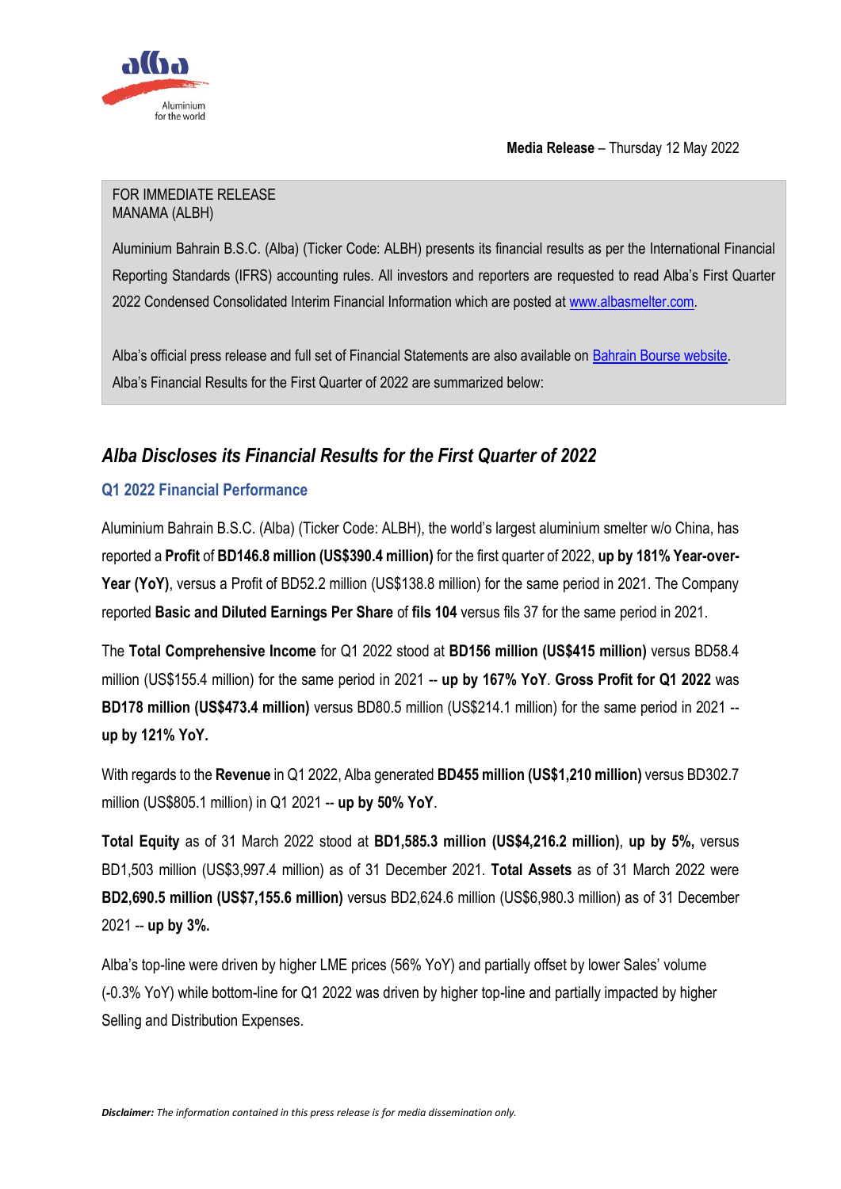**Media Release** – Thursday 12 May 2022

FOR IMMEDIATE RELEASE
MANAMA (ALBH)

Aluminium Bahrain B.S.C. (Alba) (Ticker Code: ALBH) presents its financial results as per the International Financial Reporting Standards (IFRS) accounting rules. All investors and reporters are requested to read Alba's First Quarter 2022 Condensed Consolidated Interim Financial Information which are posted at [www.albasmelter.com](www.albasmelter.com).

Alba's official press release and full set of Financial Statements are also available on Bahrain Bourse website.
Alba's Financial Results for the First Quarter of 2022 are summarized below:

## *Alba Discloses its Financial Results for the First Quarter of 2022*

### Q1 2022 Financial Performance

Aluminium Bahrain B.S.C. (Alba) (Ticker Code: ALBH), the world's largest aluminium smelter w/o China, has reported a **Profit** of **BD146.8 million (US$390.4 million)** for the first quarter of 2022, **up by 181% Year-over-Year (YoY)**, versus a Profit of BD52.2 million (US$138.8 million) for the same period in 2021. The Company reported **Basic and Diluted Earnings Per Share** of **fils 104** versus fils 37 for the same period in 2021.

The **Total Comprehensive Income** for Q1 2022 stood at **BD156 million (US$415 million)** versus BD58.4 million (US$155.4 million) for the same period in 2021 -- **up by 167% YoY**. **Gross Profit for Q1 2022** was **BD178 million (US$473.4 million)** versus BD80.5 million (US$214.1 million) for the same period in 2021 -- **up by 121% YoY.**

With regards to the **Revenue** in Q1 2022, Alba generated **BD455 million (US$1,210 million)** versus BD302.7 million (US$805.1 million) in Q1 2021 -- **up by 50% YoY**.

**Total Equity** as of 31 March 2022 stood at **BD1,585.3 million (US$4,216.2 million)**, **up by 5%,** versus BD1,503 million (US$3,997.4 million) as of 31 December 2021. **Total Assets** as of 31 March 2022 were **BD2,690.5 million (US$7,155.6 million)** versus BD2,624.6 million (US$6,980.3 million) as of 31 December 2021 -- **up by 3%.**

Alba's top-line were driven by higher LME prices (56% YoY) and partially offset by lower Sales' volume (-0.3% YoY) while bottom-line for Q1 2022 was driven by higher top-line and partially impacted by higher Selling and Distribution Expenses.

***Disclaimer:*** *The information contained in this press release is for media dissemination only.*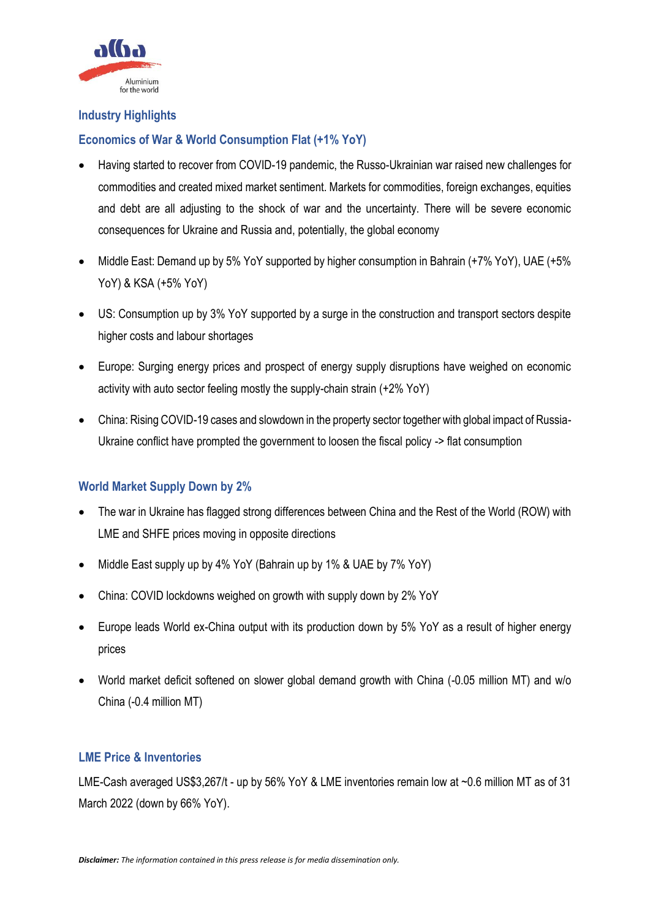## Industry Highlights

### Economics of War & World Consumption Flat (+1% YoY)

- Having started to recover from COVID-19 pandemic, the Russo-Ukrainian war raised new challenges for commodities and created mixed market sentiment. Markets for commodities, foreign exchanges, equities and debt are all adjusting to the shock of war and the uncertainty. There will be severe economic consequences for Ukraine and Russia and, potentially, the global economy
- Middle East: Demand up by 5% YoY supported by higher consumption in Bahrain (+7% YoY), UAE (+5% YoY) & KSA (+5% YoY)
- US: Consumption up by 3% YoY supported by a surge in the construction and transport sectors despite higher costs and labour shortages
- Europe: Surging energy prices and prospect of energy supply disruptions have weighed on economic activity with auto sector feeling mostly the supply-chain strain (+2% YoY)
- China: Rising COVID-19 cases and slowdown in the property sector together with global impact of Russia-Ukraine conflict have prompted the government to loosen the fiscal policy -> flat consumption

### World Market Supply Down by 2%

- The war in Ukraine has flagged strong differences between China and the Rest of the World (ROW) with LME and SHFE prices moving in opposite directions
- Middle East supply up by 4% YoY (Bahrain up by 1% & UAE by 7% YoY)
- China: COVID lockdowns weighed on growth with supply down by 2% YoY
- Europe leads World ex-China output with its production down by 5% YoY as a result of higher energy prices
- World market deficit softened on slower global demand growth with China (-0.05 million MT) and w/o China (-0.4 million MT)

### LME Price & Inventories

LME-Cash averaged US$3,267/t - up by 56% YoY & LME inventories remain low at ~0.6 million MT as of 31 March 2022 (down by 66% YoY).

***Disclaimer:*** *The information contained in this press release is for media dissemination only.*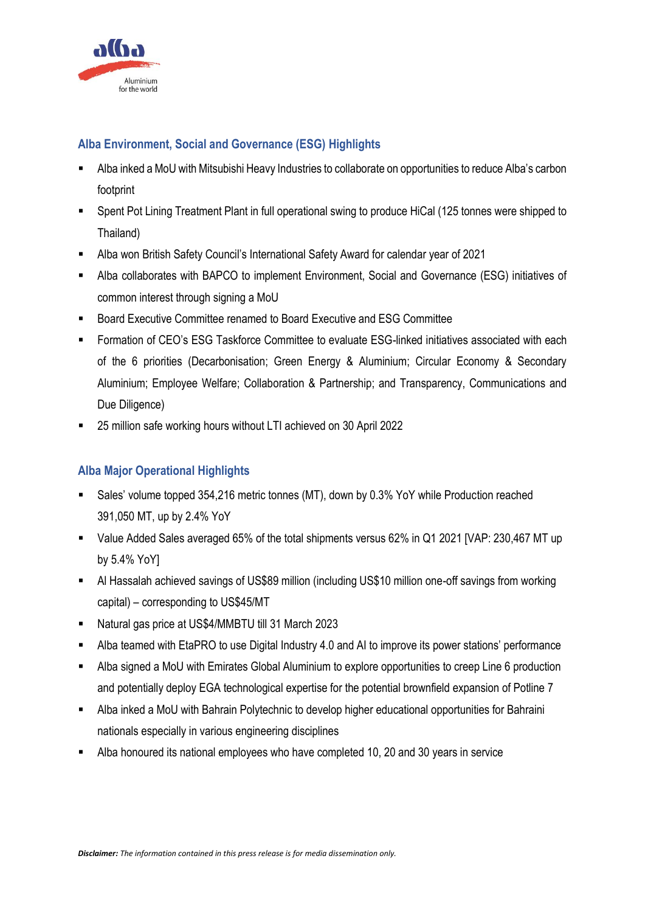## Alba Environment, Social and Governance (ESG) Highlights

- Alba inked a MoU with Mitsubishi Heavy Industries to collaborate on opportunities to reduce Alba's carbon footprint
- Spent Pot Lining Treatment Plant in full operational swing to produce HiCal (125 tonnes were shipped to Thailand)
- Alba won British Safety Council's International Safety Award for calendar year of 2021
- Alba collaborates with BAPCO to implement Environment, Social and Governance (ESG) initiatives of common interest through signing a MoU
- Board Executive Committee renamed to Board Executive and ESG Committee
- Formation of CEO's ESG Taskforce Committee to evaluate ESG-linked initiatives associated with each of the 6 priorities (Decarbonisation; Green Energy & Aluminium; Circular Economy & Secondary Aluminium; Employee Welfare; Collaboration & Partnership; and Transparency, Communications and Due Diligence)
- 25 million safe working hours without LTI achieved on 30 April 2022

## Alba Major Operational Highlights

- Sales' volume topped 354,216 metric tonnes (MT), down by 0.3% YoY while Production reached 391,050 MT, up by 2.4% YoY
- Value Added Sales averaged 65% of the total shipments versus 62% in Q1 2021 [VAP: 230,467 MT up by 5.4% YoY]
- Al Hassalah achieved savings of US$89 million (including US$10 million one-off savings from working capital) – corresponding to US$45/MT
- Natural gas price at US$4/MMBTU till 31 March 2023
- Alba teamed with EtaPRO to use Digital Industry 4.0 and AI to improve its power stations' performance
- Alba signed a MoU with Emirates Global Aluminium to explore opportunities to creep Line 6 production and potentially deploy EGA technological expertise for the potential brownfield expansion of Potline 7
- Alba inked a MoU with Bahrain Polytechnic to develop higher educational opportunities for Bahraini nationals especially in various engineering disciplines
- Alba honoured its national employees who have completed 10, 20 and 30 years in service

***Disclaimer:*** *The information contained in this press release is for media dissemination only.*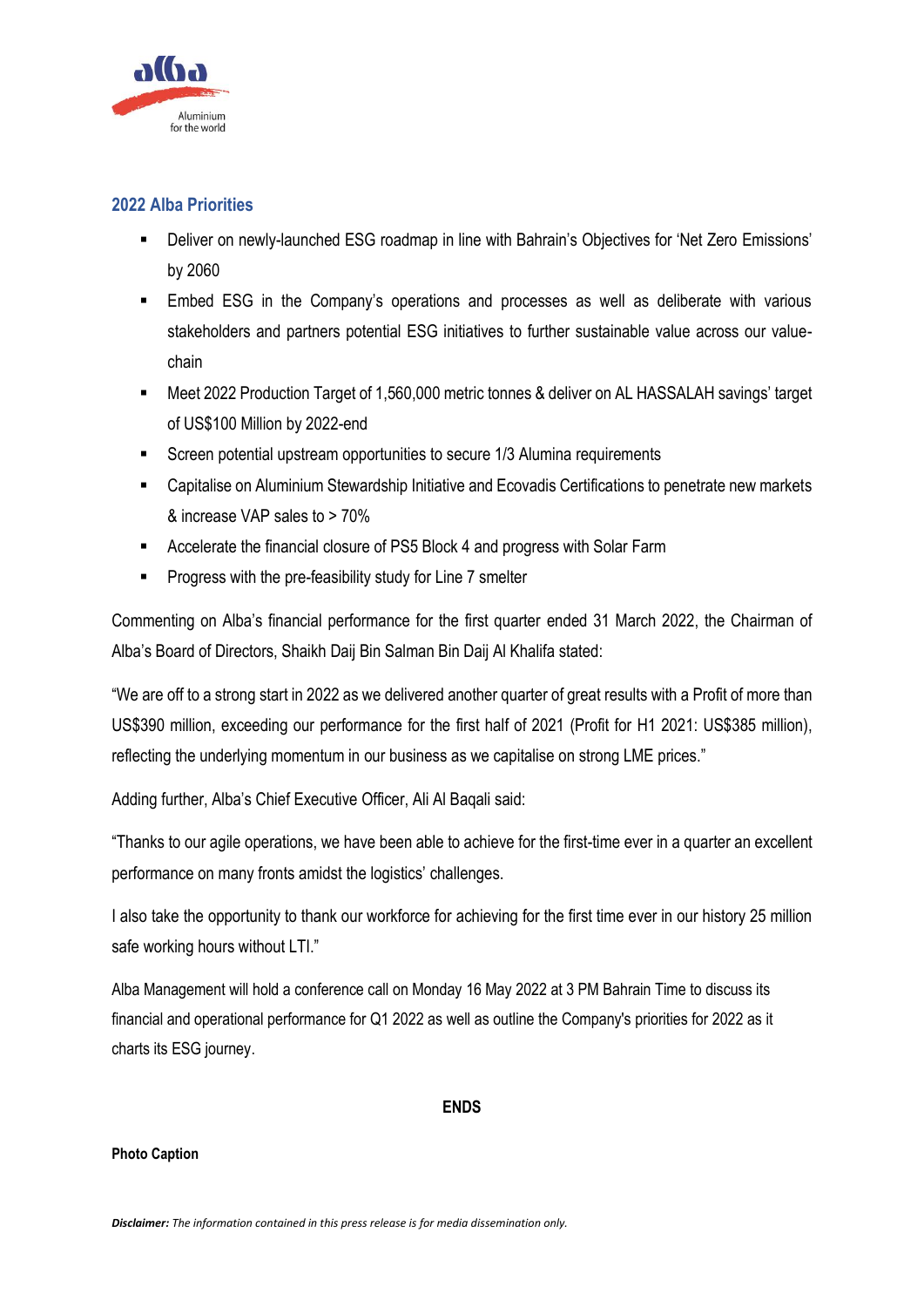## 2022 Alba Priorities

- Deliver on newly-launched ESG roadmap in line with Bahrain's Objectives for 'Net Zero Emissions' by 2060
- Embed ESG in the Company's operations and processes as well as deliberate with various stakeholders and partners potential ESG initiatives to further sustainable value across our value-chain
- Meet 2022 Production Target of 1,560,000 metric tonnes & deliver on AL HASSALAH savings' target of US$100 Million by 2022-end
- Screen potential upstream opportunities to secure 1/3 Alumina requirements
- Capitalise on Aluminium Stewardship Initiative and Ecovadis Certifications to penetrate new markets & increase VAP sales to > 70%
- Accelerate the financial closure of PS5 Block 4 and progress with Solar Farm
- Progress with the pre-feasibility study for Line 7 smelter

Commenting on Alba's financial performance for the first quarter ended 31 March 2022, the Chairman of Alba's Board of Directors, Shaikh Daij Bin Salman Bin Daij Al Khalifa stated:

"We are off to a strong start in 2022 as we delivered another quarter of great results with a Profit of more than US$390 million, exceeding our performance for the first half of 2021 (Profit for H1 2021: US$385 million), reflecting the underlying momentum in our business as we capitalise on strong LME prices."

Adding further, Alba's Chief Executive Officer, Ali Al Baqali said:

"Thanks to our agile operations, we have been able to achieve for the first-time ever in a quarter an excellent performance on many fronts amidst the logistics' challenges.

I also take the opportunity to thank our workforce for achieving for the first time ever in our history 25 million safe working hours without LTI."

Alba Management will hold a conference call on Monday 16 May 2022 at 3 PM Bahrain Time to discuss its financial and operational performance for Q1 2022 as well as outline the Company's priorities for 2022 as it charts its ESG journey.

**ENDS**

**Photo Caption**

***Disclaimer:*** *The information contained in this press release is for media dissemination only.*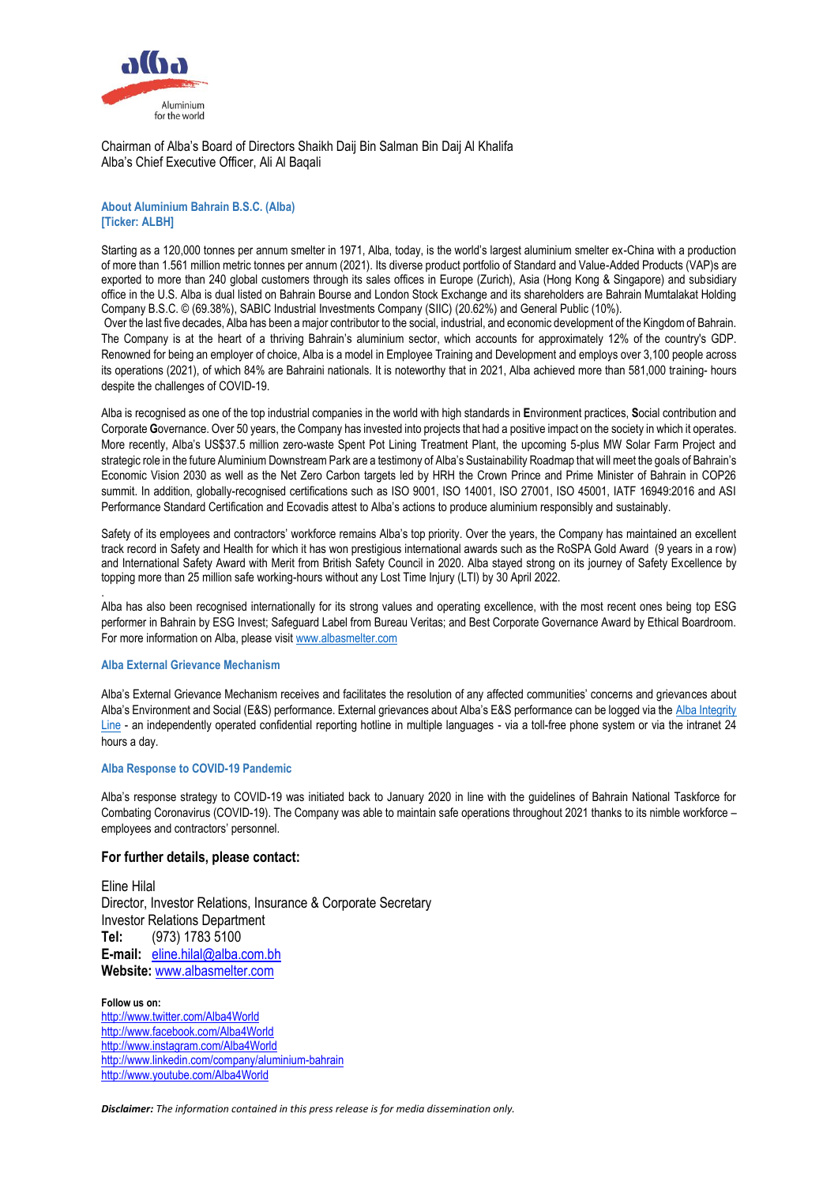Chairman of Alba's Board of Directors Shaikh Daij Bin Salman Bin Daij Al Khalifa
Alba's Chief Executive Officer, Ali Al Baqali

### About Aluminium Bahrain B.S.C. (Alba) [Ticker: ALBH]

Starting as a 120,000 tonnes per annum smelter in 1971, Alba, today, is the world's largest aluminium smelter ex-China with a production of more than 1.561 million metric tonnes per annum (2021). Its diverse product portfolio of Standard and Value-Added Products (VAP)s are exported to more than 240 global customers through its sales offices in Europe (Zurich), Asia (Hong Kong & Singapore) and subsidiary office in the U.S. Alba is dual listed on Bahrain Bourse and London Stock Exchange and its shareholders are Bahrain Mumtalakat Holding Company B.S.C. © (69.38%), SABIC Industrial Investments Company (SIIC) (20.62%) and General Public (10%).
Over the last five decades, Alba has been a major contributor to the social, industrial, and economic development of the Kingdom of Bahrain. The Company is at the heart of a thriving Bahrain's aluminium sector, which accounts for approximately 12% of the country's GDP. Renowned for being an employer of choice, Alba is a model in Employee Training and Development and employs over 3,100 people across its operations (2021), of which 84% are Bahraini nationals. It is noteworthy that in 2021, Alba achieved more than 581,000 training- hours despite the challenges of COVID-19.

Alba is recognised as one of the top industrial companies in the world with high standards in **E**nvironment practices, **S**ocial contribution and Corporate **G**overnance. Over 50 years, the Company has invested into projects that had a positive impact on the society in which it operates. More recently, Alba's US$37.5 million zero-waste Spent Pot Lining Treatment Plant, the upcoming 5-plus MW Solar Farm Project and strategic role in the future Aluminium Downstream Park are a testimony of Alba's Sustainability Roadmap that will meet the goals of Bahrain's Economic Vision 2030 as well as the Net Zero Carbon targets led by HRH the Crown Prince and Prime Minister of Bahrain in COP26 summit. In addition, globally-recognised certifications such as ISO 9001, ISO 14001, ISO 27001, ISO 45001, IATF 16949:2016 and ASI Performance Standard Certification and Ecovadis attest to Alba's actions to produce aluminium responsibly and sustainably.

Safety of its employees and contractors' workforce remains Alba's top priority. Over the years, the Company has maintained an excellent track record in Safety and Health for which it has won prestigious international awards such as the RoSPA Gold Award (9 years in a row) and International Safety Award with Merit from British Safety Council in 2020. Alba stayed strong on its journey of Safety Excellence by topping more than 25 million safe working-hours without any Lost Time Injury (LTI) by 30 April 2022.

Alba has also been recognised internationally for its strong values and operating excellence, with the most recent ones being top ESG performer in Bahrain by ESG Invest; Safeguard Label from Bureau Veritas; and Best Corporate Governance Award by Ethical Boardroom. For more information on Alba, please visit www.albasmelter.com

### Alba External Grievance Mechanism

Alba's External Grievance Mechanism receives and facilitates the resolution of any affected communities' concerns and grievances about Alba's Environment and Social (E&S) performance. External grievances about Alba's E&S performance can be logged via the Alba Integrity Line - an independently operated confidential reporting hotline in multiple languages - via a toll-free phone system or via the intranet 24 hours a day.

### Alba Response to COVID-19 Pandemic

Alba's response strategy to COVID-19 was initiated back to January 2020 in line with the guidelines of Bahrain National Taskforce for Combating Coronavirus (COVID-19). The Company was able to maintain safe operations throughout 2021 thanks to its nimble workforce – employees and contractors' personnel.

### For further details, please contact:

Eline Hilal
Director, Investor Relations, Insurance & Corporate Secretary
Investor Relations Department
**Tel:** (973) 1783 5100
**E-mail:** eline.hilal@alba.com.bh
**Website:** www.albasmelter.com

**Follow us on:**
http://www.twitter.com/Alba4World
http://www.facebook.com/Alba4World
http://www.instagram.com/Alba4World
http://www.linkedin.com/company/aluminium-bahrain
http://www.youtube.com/Alba4World

***Disclaimer:*** *The information contained in this press release is for media dissemination only.*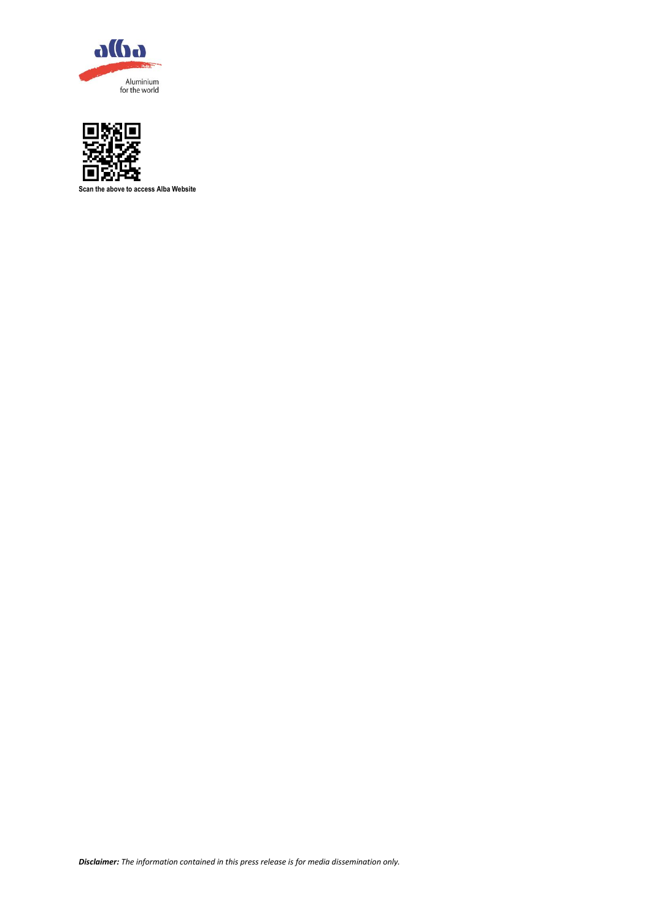Aluminium
for the world

Scan the above to access Alba Website

***Disclaimer:*** *The information contained in this press release is for media dissemination only.*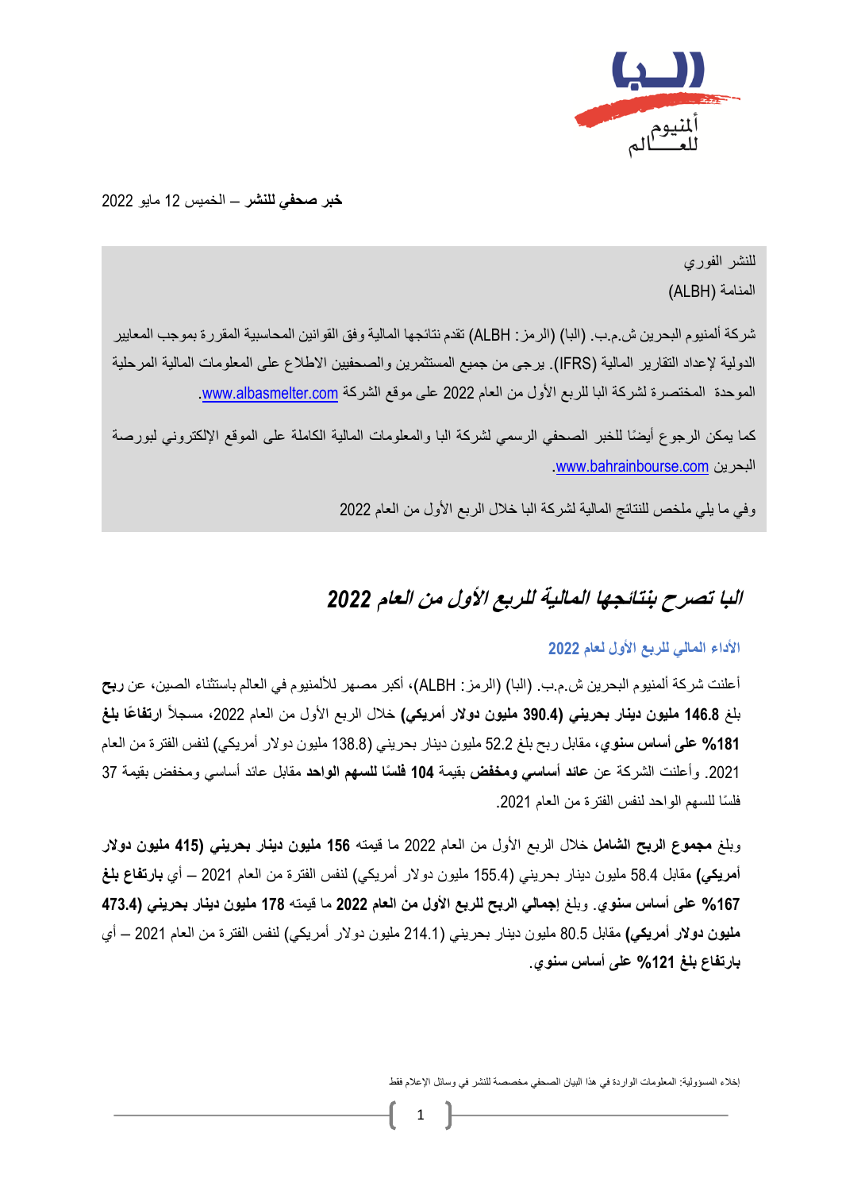**خبر صحفي للنشر** – الخميس 12 مايو 2022

للنشر الفوري

المنامة (ALBH)

شركة ألمنيوم البحرين ش.م.ب. (البا) (الرمز: ALBH) تقدم نتائجها المالية وفق القوانين المحاسبية المقررة بموجب المعايير الدولية لإعداد التقارير المالية (IFRS). يرجى من جميع المستثمرين والصحفيين الاطلاع على المعلومات المالية المرحلية الموحدة المختصرة لشركة البا للربع الأول من العام 2022 على موقع الشركة www.albasmelter.com.

كما يمكن الرجوع أيضًا للخبر الصحفي الرسمي لشركة البا والمعلومات المالية الكاملة على الموقع الإلكتروني لبورصة البحرين www.bahrainbourse.com.

وفي ما يلي ملخص للنتائج المالية لشركة البا خلال الربع الأول من العام 2022

# *البا تصرح بنتائجها المالية للربع الأول من العام 2022*

### الأداء المالي للربع الأول لعام 2022

أعلنت شركة ألمنيوم البحرين ش.م.ب. (البا) (الرمز: ALBH)، أكبر مصهر للألمنيوم في العالم باستثناء الصين، عن **ربح** بلغ **146.8 مليون دينار بحريني (390.4 مليون دولار أمريكي)** خلال الربع الأول من العام 2022، مسجلاً **ارتفاعًا بلغ 181% على أساس سنوي**، مقابل ربح بلغ 52.2 مليون دينار بحريني (138.8 مليون دولار أمريكي) لنفس الفترة من العام 2021. وأعلنت الشركة عن **عائد أساسي ومخفض** بقيمة **104 فلسًا للسهم الواحد** مقابل عائد أساسي ومخفض بقيمة 37 فلسًا للسهم الواحد لنفس الفترة من العام 2021.

وبلغ **مجموع الربح الشامل** خلال الربع الأول من العام 2022 ما قيمته **156 مليون دينار بحريني (415 مليون دولار أمريكي)** مقابل 58.4 مليون دينار بحريني (155.4 مليون دولار أمريكي) لنفس الفترة من العام 2021 – أي **بارتفاع بلغ 167% على أساس سنوي**. وبلغ **إجمالي الربح للربع الأول من العام 2022** ما قيمته **178 مليون دينار بحريني (473.4 مليون دولار أمريكي)** مقابل 80.5 مليون دينار بحريني (214.1 مليون دولار أمريكي) لنفس الفترة من العام 2021 – أي **بارتفاع بلغ 121% على أساس سنوي**.

إخلاء المسؤولية: المعلومات الواردة في هذا البيان الصحفي مخصصة للنشر في وسائل الإعلام فقط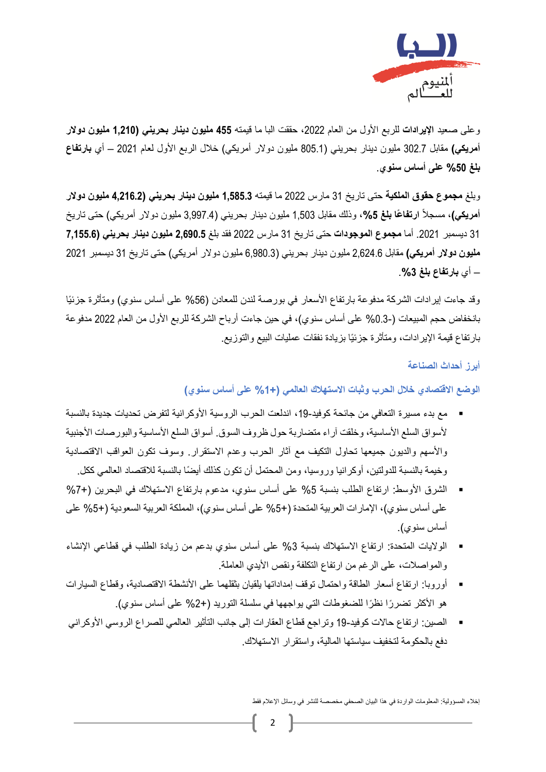وعلى صعيد **الإيرادات** للربع الأول من العام 2022، حققت البا ما قيمته **455 مليون دينار بحريني (1,210 مليون دولار أمريكي)** مقابل 302.7 مليون دينار بحريني (805.1 مليون دولار أمريكي) خلال الربع الأول لعام 2021 – أي **بارتفاع بلغ 50% على أساس سنوي**.

وبلغ **مجموع حقوق الملكية** حتى تاريخ 31 مارس 2022 ما قيمته **1,585.3 مليون دينار بحريني (4,216.2 مليون دولار أمريكي)**، مسجلاً **ارتفاعًا بلغ 5%**، وذلك مقابل 1,503 مليون دينار بحريني (3,997.4 مليون دولار أمريكي) حتى تاريخ 31 ديسمبر 2021. أما **مجموع الموجودات** حتى تاريخ 31 مارس 2022 فقد بلغ **2,690.5 مليون دينار بحريني (7,155.6 مليون دولار أمريكي)** مقابل 2,624.6 مليون دينار بحريني (6,980.3 مليون دولار أمريكي) حتى تاريخ 31 ديسمبر 2021 – أي **بارتفاع بلغ 3%**.

وقد جاءت إيرادات الشركة مدفوعة بارتفاع الأسعار في بورصة لندن للمعادن (56% على أساس سنوي) ومتأثرة جزئيًا بانخفاض حجم المبيعات (-0.3% على أساس سنوي)، في حين جاءت أرباح الشركة للربع الأول من العام 2022 مدفوعة بارتفاع قيمة الإيرادات، ومتأثرة جزئيًا بزيادة نفقات عمليات البيع والتوزيع.

## أبرز أحداث الصناعة

### الوضع الاقتصادي خلال الحرب وثبات الاستهلاك العالمي (+1% على أساس سنوي)

- مع بدء مسيرة التعافي من جائحة كوفيد-19، اندلعت الحرب الروسية الأوكرانية لتفرض تحديات جديدة بالنسبة لأسواق السلع الأساسية، وخلقت آراء متضاربة حول ظروف السوق. أسواق السلع الأساسية والبورصات الأجنبية والأسهم والديون جميعها تحاول التكيف مع آثار الحرب وعدم الاستقرار. وسوف تكون العواقب الاقتصادية وخيمة بالنسبة للدولتين، أوكرانيا وروسيا، ومن المحتمل أن تكون كذلك أيضًا بالنسبة للاقتصاد العالمي ككل.
- الشرق الأوسط: ارتفاع الطلب بنسبة 5% على أساس سنوي، مدعوم بارتفاع الاستهلاك في البحرين (+7% على أساس سنوي)، الإمارات العربية المتحدة (+5% على أساس سنوي)، المملكة العربية السعودية (+5% على أساس سنوي).
- الولايات المتحدة: ارتفاع الاستهلاك بنسبة 3% على أساس سنوي بدعم من زيادة الطلب في قطاعي الإنشاء والمواصلات، على الرغم من ارتفاع التكلفة ونقص الأيدي العاملة.
- أوروبا: ارتفاع أسعار الطاقة واحتمال توقف إمداداتها يلقيان بثقلهما على الأنشطة الاقتصادية، وقطاع السيارات هو الأكثر تضررًا نظرًا للضغوطات التي يواجهها في سلسلة التوريد (+2% على أساس سنوي).
- الصين: ارتفاع حالات كوفيد-19 وتراجع قطاع العقارات إلى جانب التأثير العالمي للصراع الروسي الأوكراني دفع بالحكومة لتخفيف سياستها المالية، واستقرار الاستهلاك.

إخلاء المسؤولية: المعلومات الواردة في هذا البيان الصحفي مخصصة للنشر في وسائل الإعلام فقط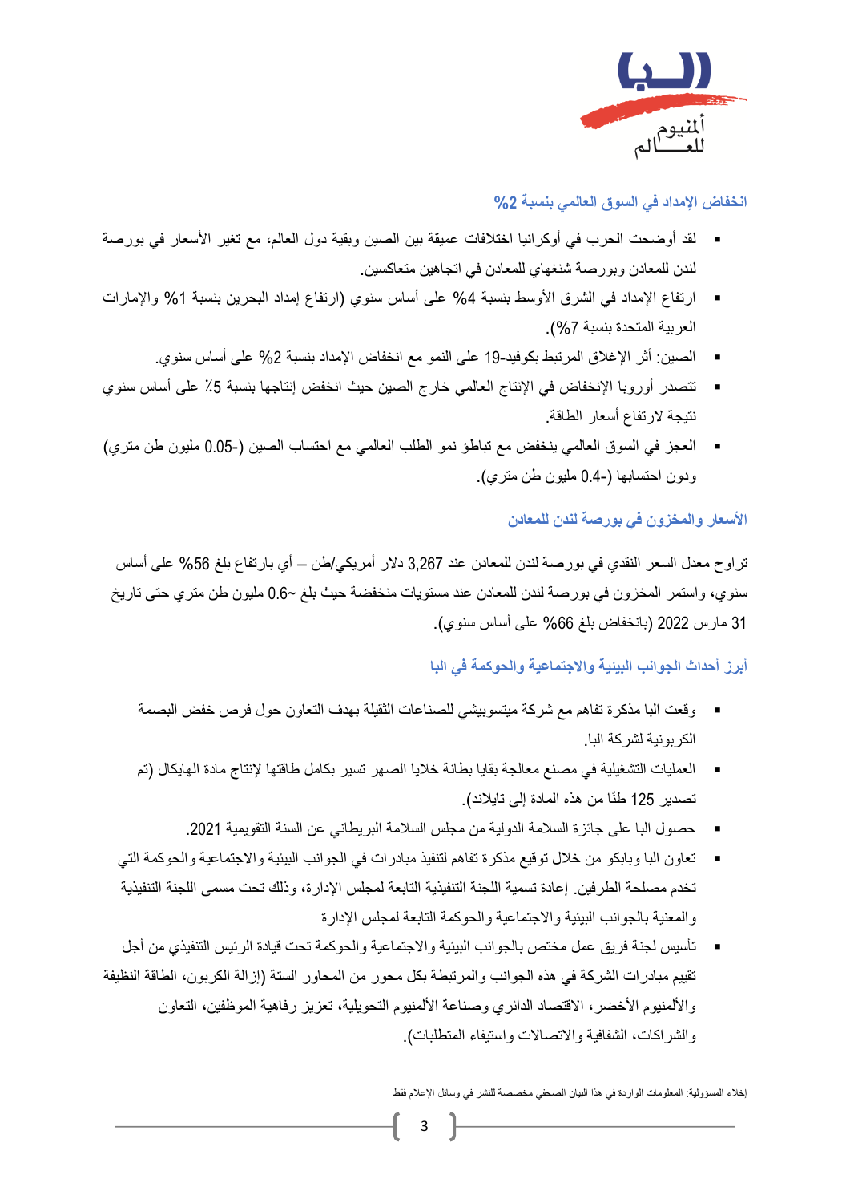## انخفاض الإمداد في السوق العالمي بنسبة 2%

- لقد أوضحت الحرب في أوكرانيا اختلافات عميقة بين الصين وبقية دول العالم، مع تغير الأسعار في بورصة لندن للمعادن وبورصة شنغهاي للمعادن في اتجاهين متعاكسين.
- ارتفاع الإمداد في الشرق الأوسط بنسبة 4% على أساس سنوي (ارتفاع إمداد البحرين بنسبة 1% والإمارات العربية المتحدة بنسبة 7%).
- الصين: أثر الإغلاق المرتبط بكوفيد-19 على النمو مع انخفاض الإمداد بنسبة 2% على أساس سنوي.
- تتصدر أوروبا الإنخفاض في الإنتاج العالمي خارج الصين حيث انخفض إنتاجها بنسبة 5٪ على أساس سنوي نتيجة لارتفاع أسعار الطاقة.
- العجز في السوق العالمي ينخفض مع تباطؤ نمو الطلب العالمي مع احتساب الصين (-0.05 مليون طن متري) ودون احتسابها (-0.4 مليون طن متري).

## الأسعار والمخزون في بورصة لندن للمعادن

تراوح معدل السعر النقدي في بورصة لندن للمعادن عند 3,267 دلار أمريكي/طن – أي بارتفاع بلغ 56% على أساس سنوي، واستمر المخزون في بورصة لندن للمعادن عند مستويات منخفضة حيث بلغ ~0.6 مليون طن متري حتى تاريخ 31 مارس 2022 (بانخفاض بلغ 66% على أساس سنوي).

## أبرز أحداث الجوانب البيئية والاجتماعية والحوكمة في البا

- وقعت البا مذكرة تفاهم مع شركة ميتسوبيشي للصناعات الثقيلة بهدف التعاون حول فرص خفض البصمة الكربونية لشركة البا.
- العمليات التشغيلية في مصنع معالجة بقايا بطانة خلايا الصهر تسير بكامل طاقتها لإنتاج مادة الهايكال (تم تصدير 125 طنًا من هذه المادة إلى تايلاند).
- حصول البا على جائزة السلامة الدولية من مجلس السلامة البريطاني عن السنة التقويمية 2021.
- تعاون البا وبابكو من خلال توقيع مذكرة تفاهم لتنفيذ مبادرات في الجوانب البيئية والاجتماعية والحوكمة التي تخدم مصلحة الطرفين. إعادة تسمية اللجنة التنفيذية التابعة لمجلس الإدارة، وذلك تحت مسمى اللجنة التنفيذية والمعنية بالجوانب البيئية والاجتماعية والحوكمة التابعة لمجلس الإدارة
- تأسيس لجنة فريق عمل مختص بالجوانب البيئية والاجتماعية والحوكمة تحت قيادة الرئيس التنفيذي من أجل تقييم مبادرات الشركة في هذه الجوانب والمرتبطة بكل محور من المحاور الستة (إزالة الكربون، الطاقة النظيفة والألمنيوم الأخضر، الاقتصاد الدائري وصناعة الألمنيوم التحويلية، تعزيز رفاهية الموظفين، التعاون والشراكات، الشفافية والاتصالات واستيفاء المتطلبات).

إخلاء المسؤولية: المعلومات الواردة في هذا البيان الصحفي مخصصة للنشر في وسائل الإعلام فقط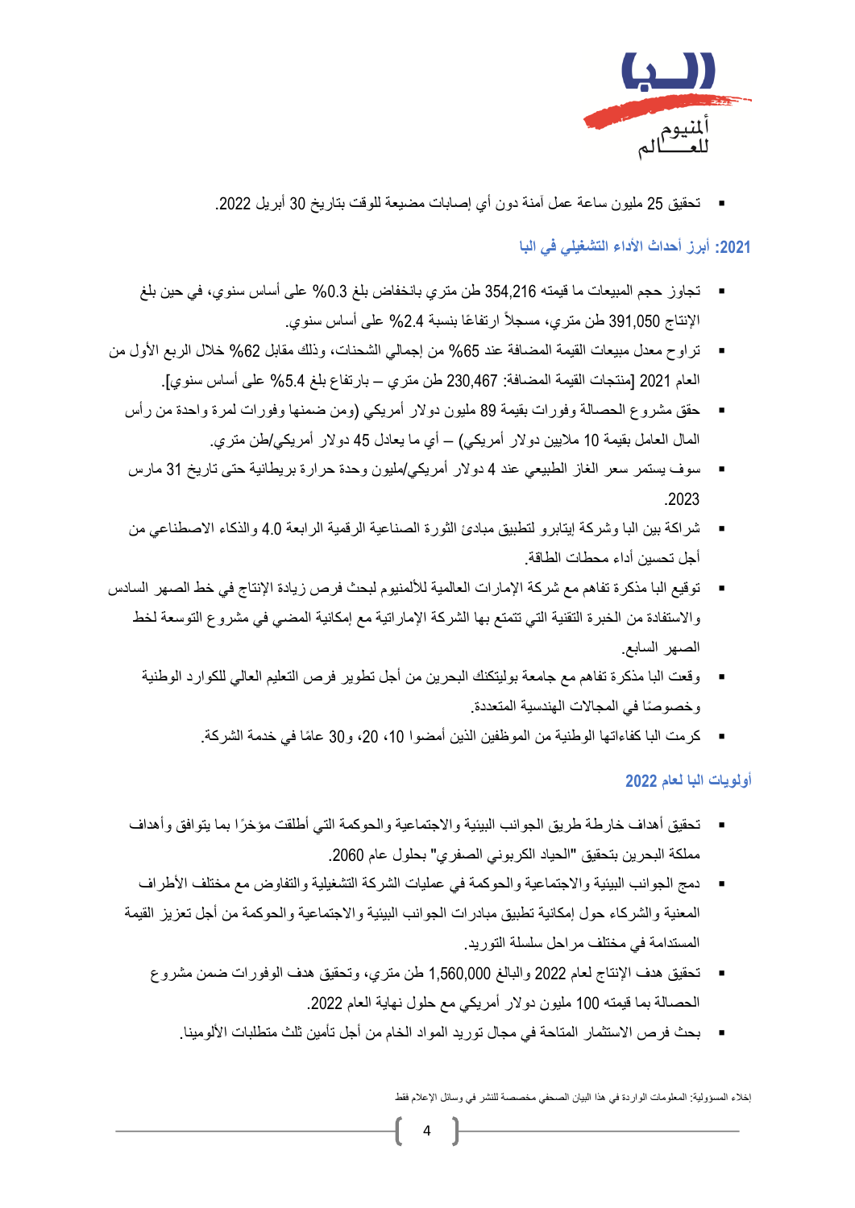- تحقيق 25 مليون ساعة عمل آمنة دون أي إصابات مضيعة للوقت بتاريخ 30 أبريل 2022.

## 2021: أبرز أحداث الأداء التشغيلي في البا

- تجاوز حجم المبيعات ما قيمته 354,216 طن متري بانخفاض بلغ 0.3% على أساس سنوي، في حين بلغ الإنتاج 391,050 طن متري، مسجلاً ارتفاعًا بنسبة 2.4% على أساس سنوي.
- تراوح معدل مبيعات القيمة المضافة عند 65% من إجمالي الشحنات، وذلك مقابل 62% خلال الربع الأول من العام 2021 [منتجات القيمة المضافة: 230,467 طن متري – بارتفاع بلغ 5.4% على أساس سنوي].
- حقق مشروع الحصالة وفورات بقيمة 89 مليون دولار أمريكي (ومن ضمنها وفورات لمرة واحدة من رأس المال العامل بقيمة 10 ملايين دولار أمريكي) – أي ما يعادل 45 دولار أمريكي/طن متري.
- سوف يستمر سعر الغاز الطبيعي عند 4 دولار أمريكي/مليون وحدة حرارة بريطانية حتى تاريخ 31 مارس 2023.
- شراكة بين البا وشركة إيتابرو لتطبيق مبادئ الثورة الصناعية الرقمية الرابعة 4.0 والذكاء الاصطناعي من أجل تحسين أداء محطات الطاقة.
- توقيع البا مذكرة تفاهم مع شركة الإمارات العالمية للألمنيوم لبحث فرص زيادة الإنتاج في خط الصهر السادس والاستفادة من الخبرة التقنية التي تتمتع بها الشركة الإماراتية مع إمكانية المضي في مشروع التوسعة لخط الصهر السابع.
- وقعت البا مذكرة تفاهم مع جامعة بوليتكنك البحرين من أجل تطوير فرص التعليم العالي للكوادر الوطنية وخصوصًا في المجالات الهندسية المتعددة.
- كرمت البا كفاءاتها الوطنية من الموظفين الذين أمضوا 10، 20، و30 عامًا في خدمة الشركة.

## أولويات البا لعام 2022

- تحقيق أهداف خارطة طريق الجوانب البيئية والاجتماعية والحوكمة التي أطلقت مؤخرًا بما يتوافق وأهداف مملكة البحرين بتحقيق "الحياد الكربوني الصفري" بحلول عام 2060.
- دمج الجوانب البيئية والاجتماعية والحوكمة في عمليات الشركة التشغيلية والتفاوض مع مختلف الأطراف المعنية والشركاء حول إمكانية تطبيق مبادرات الجوانب البيئية والاجتماعية والحوكمة من أجل تعزيز القيمة المستدامة في مختلف مراحل سلسلة التوريد.
- تحقيق هدف الإنتاج لعام 2022 والبالغ 1,560,000 طن متري، وتحقيق هدف الوفورات ضمن مشروع الحصالة بما قيمته 100 مليون دولار أمريكي مع حلول نهاية العام 2022.
- بحث فرص الاستثمار المتاحة في مجال توريد المواد الخام من أجل تأمين ثلث متطلبات الألومينا.

إخلاء المسؤولية: المعلومات الواردة في هذا البيان الصحفي مخصصة للنشر في وسائل الإعلام فقط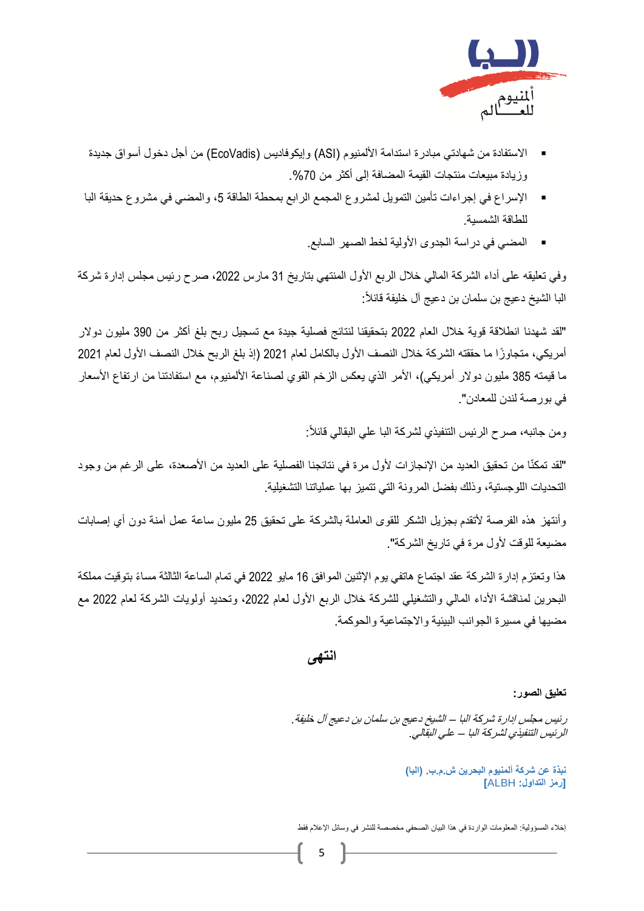- الاستفادة من شهادتي مبادرة استدامة الألمنيوم (ASI) وإيكوفاديس (EcoVadis) من أجل دخول أسواق جديدة وزيادة مبيعات منتجات القيمة المضافة إلى أكثر من 70%.
- الإسراع في إجراءات تأمين التمويل لمشروع المجمع الرابع بمحطة الطاقة 5، والمضي في مشروع حديقة البا للطاقة الشمسية.
- المضي في دراسة الجدوى الأولية لخط الصهر السابع.

وفي تعليقه على أداء الشركة المالي خلال الربع الأول المنتهي بتاريخ 31 مارس 2022، صرح رئيس مجلس إدارة شركة البا الشيخ دعيج بن سلمان بن دعيج آل خليفة قائلاً:

"لقد شهدنا انطلاقة قوية خلال العام 2022 بتحقيقنا لنتائج فصلية جيدة مع تسجيل ربح بلغ أكثر من 390 مليون دولار أمريكي، متجاوزًا ما حققته الشركة خلال النصف الأول بالكامل لعام 2021 (إذ بلغ الربح خلال النصف الأول لعام 2021 ما قيمته 385 مليون دولار أمريكي)، الأمر الذي يعكس الزخم القوي لصناعة الألمنيوم، مع استفادتنا من ارتفاع الأسعار في بورصة لندن للمعادن".

ومن جانبه، صرح الرئيس التنفيذي لشركة البا علي البقالي قائلاً:

"لقد تمكنّا من تحقيق العديد من الإنجازات لأول مرة في نتائجنا الفصلية على العديد من الأصعدة، على الرغم من وجود التحديات اللوجستية، وذلك بفضل المرونة التي تتميز بها عملياتنا التشغيلية.

وأنتهز هذه الفرصة لأتقدم بجزيل الشكر للقوى العاملة بالشركة على تحقيق 25 مليون ساعة عمل آمنة دون أي إصابات مضيعة للوقت لأول مرة في تاريخ الشركة".

هذا وتعتزم إدارة الشركة عقد اجتماع هاتفي يوم الإثنين الموافق 16 مايو 2022 في تمام الساعة الثالثة مساءً بتوقيت مملكة البحرين لمناقشة الأداء المالي والتشغيلي للشركة خلال الربع الأول لعام 2022، وتحديد أولويات الشركة لعام 2022 مع مضيها في مسيرة الجوانب البيئية والاجتماعية والحوكمة.

**انتهى**

**تعليق الصور:**

*رئيس مجلس إدارة شركة البا – الشيخ دعيج بن سلمان بن دعيج آل خليفة.*
*الرئيس التنفيذي لشركة البا – علي البقالي.*

**نبذة عن شركة ألمنيوم البحرين ش.م.ب. (البا)**
**[رمز التداول: ALBH]**

إخلاء المسؤولية: المعلومات الواردة في هذا البيان الصحفي مخصصة للنشر في وسائل الإعلام فقط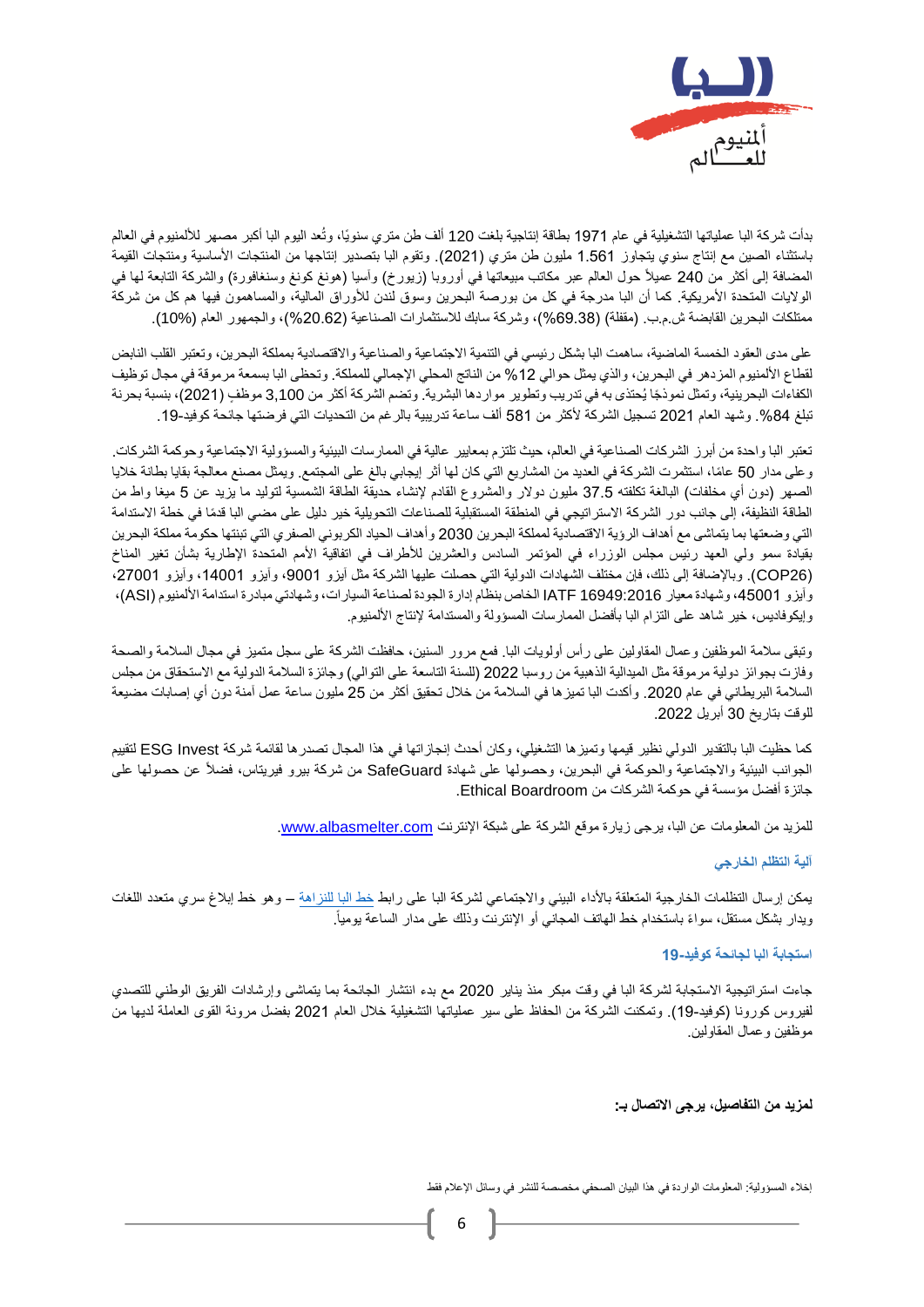بدأت شركة البا عملياتها التشغيلية في عام 1971 بطاقة إنتاجية بلغت 120 ألف طن متري سنويًا، وتُعد اليوم البا أكبر مصهر للألمنيوم في العالم باستثناء الصين مع إنتاج سنوي يتجاوز 1.561 مليون طن متري (2021). وتقوم البا بتصدير إنتاجها من المنتجات الأساسية ومنتجات القيمة المضافة إلى أكثر من 240 عميلاً حول العالم عبر مكاتب مبيعاتها في أوروبا (زيورخ) وآسيا (هونغ كونغ وسنغافورة) والشركة التابعة لها في الولايات المتحدة الأمريكية. كما أن البا مدرجة في كل من بورصة البحرين وسوق لندن للأوراق المالية، والمساهمون فيها هم كل من شركة ممتلكات البحرين القابضة ش.م.ب. (مقفلة) (69.38%)، وشركة سابك للاستثمارات الصناعية (20.62%)، والجمهور العام (10%).

على مدى العقود الخمسة الماضية، ساهمت البا بشكل رئيسي في التنمية الاجتماعية والصناعية والاقتصادية بمملكة البحرين، وتعتبر القلب النابض لقطاع الألمنيوم المزدهر في البحرين، والذي يمثل حوالي 12% من الناتج المحلي الإجمالي للمملكة. وتحظى البا بسمعة مرموقة في مجال توظيف الكفاءات البحرينية، وتمثل نموذجًا يُحتذى به في تدريب وتطوير مواردها البشرية. وتضم الشركة أكثر من 3,100 موظف (2021)، بنسبة بحرنة تبلغ 84%. وشهد العام 2021 تسجيل الشركة لأكثر من 581 ألف ساعة تدريبية بالرغم من التحديات التي فرضتها جائحة كوفيد-19.

تعتبر البا واحدة من أبرز الشركات الصناعية في العالم، حيث تلتزم بمعايير عالية في الممارسات البيئية والمسؤولية الاجتماعية وحوكمة الشركات. وعلى مدار 50 عامًا، استثمرت الشركة في العديد من المشاريع التي كان لها أثر إيجابي بالغ على المجتمع. ويمثل مصنع معالجة بقايا بطانة خلايا الصهر (دون أي مخلفات) البالغة تكلفته 37.5 مليون دولار والمشروع القادم لإنشاء حديقة الطاقة الشمسية لتوليد ما يزيد عن 5 ميغا واط من الطاقة النظيفة، إلى جانب دور الشركة الاستراتيجي في المنطقة المستقبلية للصناعات التحويلية خير دليل على مضي البا قدمًا في خطة الاستدامة التي وضعتها بما يتماشى مع أهداف الرؤية الاقتصادية لمملكة البحرين 2030 وأهداف الحياد الكربوني الصفري التي تبنتها حكومة مملكة البحرين بقيادة سمو ولي العهد رئيس مجلس الوزراء في المؤتمر السادس والعشرين للأطراف في اتفاقية الأمم المتحدة الإطارية بشأن تغير المناخ (COP26). وبالإضافة إلى ذلك، فإن مختلف الشهادات الدولية التي حصلت عليها الشركة مثل أيزو 9001، وأيزو 14001، وأيزو 27001، وأيزو 45001، وشهادة معيار IATF 16949:2016 الخاص بنظام إدارة الجودة لصناعة السيارات، وشهادتي مبادرة استدامة الألمنيوم (ASI)، وإيكوفاديس، خير شاهد على التزام البا بأفضل الممارسات المسؤولة والمستدامة لإنتاج الألمنيوم.

وتبقى سلامة الموظفين وعمال المقاولين على رأس أولويات البا. فمع مرور السنين، حافظت الشركة على سجل متميز في مجال السلامة والصحة وفازت بجوائز دولية مرموقة مثل الميدالية الذهبية من روسبا 2022 (للسنة التاسعة على التوالي) وجائزة السلامة الدولية مع الاستحقاق من مجلس السلامة البريطاني في عام 2020. وأكدت البا تميزها في السلامة من خلال تحقيق أكثر من 25 مليون ساعة عمل آمنة دون أي إصابات مضيعة للوقت بتاريخ 30 أبريل 2022.

كما حظيت البا بالتقدير الدولي نظير قيمها وتميزها التشغيلي، وكان أحدث إنجازاتها في هذا المجال تصدرها لقائمة شركة ESG Invest لتقييم الجوانب البيئية والاجتماعية والحوكمة في البحرين، وحصولها على شهادة SafeGuard من شركة بيرو فيريتاس، فضلاً عن حصولها على جائزة أفضل مؤسسة في حوكمة الشركات من Ethical Boardroom.

للمزيد من المعلومات عن البا، يرجى زيارة موقع الشركة على شبكة الإنترنت www.albasmelter.com.

### آلية التظلم الخارجي

يمكن إرسال التظلمات الخارجية المتعلقة بالأداء البيئي والاجتماعي لشركة البا على رابط خط البا للنزاهة – وهو خط إبلاغ سري متعدد اللغات ويدار بشكل مستقل، سواءً باستخدام خط الهاتف المجاني أو الإنترنت وذلك على مدار الساعة يومياً.

### استجابة البا لجائحة كوفيد-19

جاءت استراتيجية الاستجابة لشركة البا في وقت مبكر منذ يناير 2020 مع بدء انتشار الجائحة بما يتماشى وإرشادات الفريق الوطني للتصدي لفيروس كورونا (كوفيد-19). وتمكنت الشركة من الحفاظ على سير عملياتها التشغيلية خلال العام 2021 بفضل مرونة القوى العاملة لديها من موظفين وعمال المقاولين.

**لمزيد من التفاصيل، يرجى الاتصال بـ:**

إخلاء المسؤولية: المعلومات الواردة في هذا البيان الصحفي مخصصة للنشر في وسائل الإعلام فقط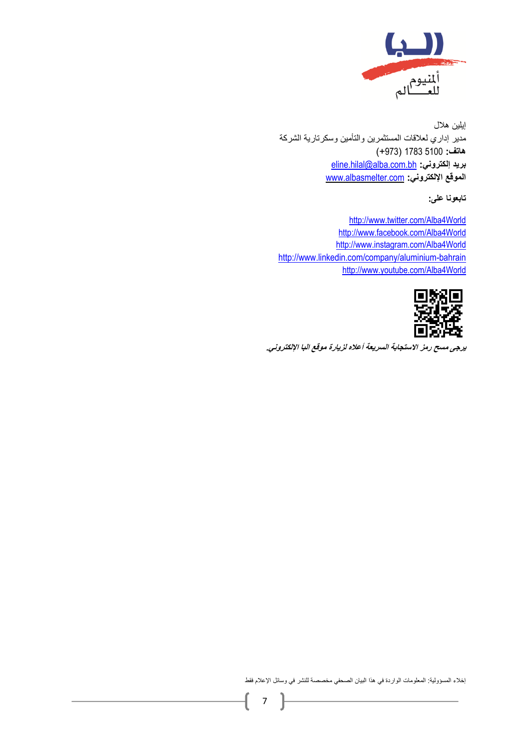إيلين هلال
مدير إداري لعلاقات المستثمرين والتأمين وسكرتارية الشركة
**هاتف:** 5100 1783 (973+)
**بريد إلكتروني:** eline.hilal@alba.com.bh
**الموقع الإلكتروني:** www.albasmelter.com

**تابعونا على:**

http://www.twitter.com/Alba4World
http://www.facebook.com/Alba4World
http://www.instagram.com/Alba4World
http://www.linkedin.com/company/aluminium-bahrain
http://www.youtube.com/Alba4World

***يرجى مسح رمز الاستجابة السريعة أعلاه لزيارة موقع البا الإلكتروني.***

إخلاء المسؤولية: المعلومات الواردة في هذا البيان الصحفي مخصصة للنشر في وسائل الإعلام فقط